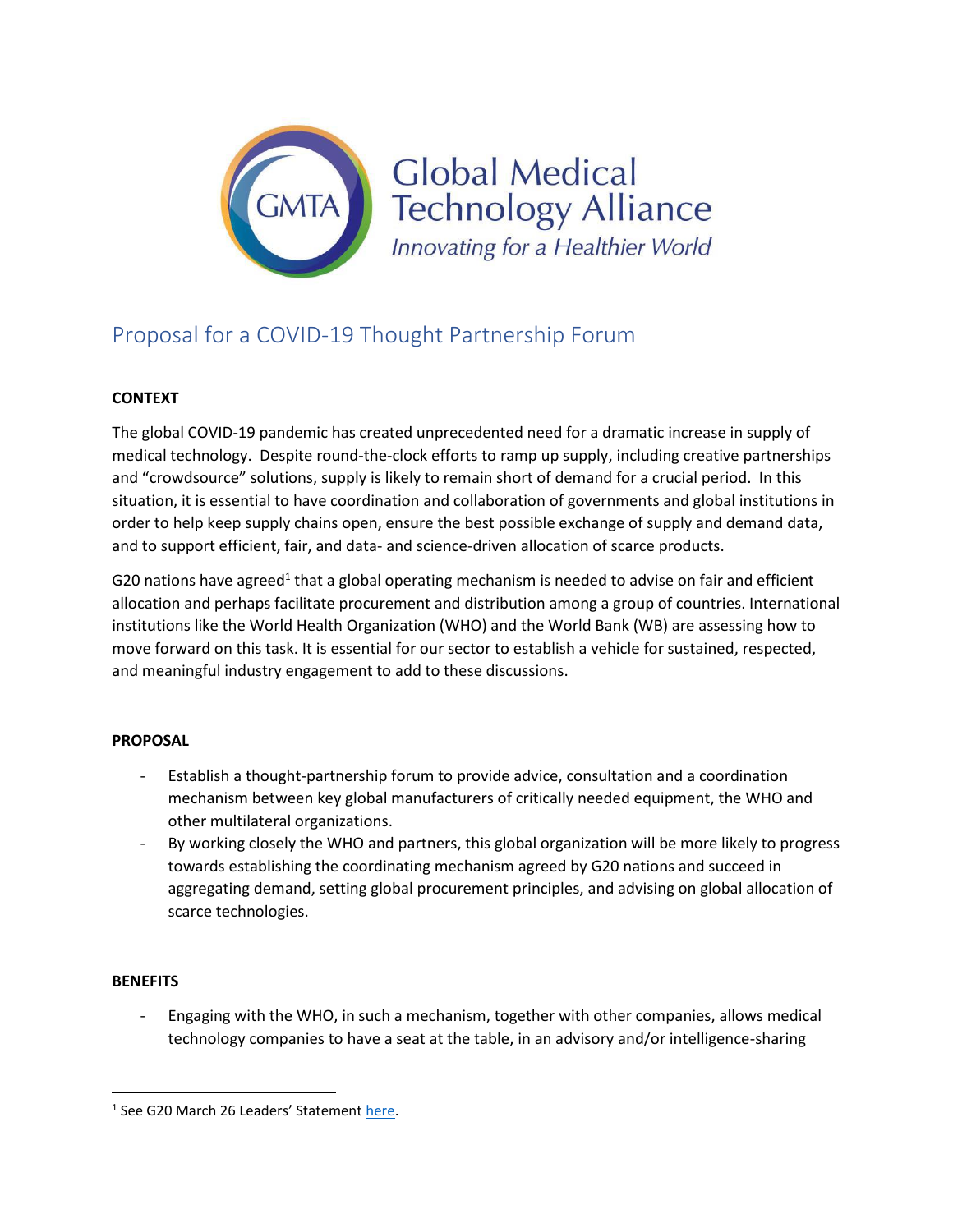Global Medical Technology Alliance

*Innovating for a Healthier World*

# Proposal for a COVID-19 Thought Partnership Forum

**CONTEXT**

The global COVID-19 pandemic has created unprecedented need for a dramatic increase in supply of medical technology. Despite round-the-clock efforts to ramp up supply, including creative partnerships and "crowdsource" solutions, supply is likely to remain short of demand for a crucial period. In this situation, it is essential to have coordination and collaboration of governments and global institutions in order to help keep supply chains open, ensure the best possible exchange of supply and demand data, and to support efficient, fair, and data- and science-driven allocation of scarce products.

G20 nations have agreed[1] that a global operating mechanism is needed to advise on fair and efficient allocation and perhaps facilitate procurement and distribution among a group of countries. International institutions like the World Health Organization (WHO) and the World Bank (WB) are assessing how to move forward on this task. It is essential for our sector to establish a vehicle for sustained, respected, and meaningful industry engagement to add to these discussions.

**PROPOSAL**

- Establish a thought-partnership forum to provide advice, consultation and a coordination mechanism between key global manufacturers of critically needed equipment, the WHO and other multilateral organizations.
- By working closely the WHO and partners, this global organization will be more likely to progress towards establishing the coordinating mechanism agreed by G20 nations and succeed in aggregating demand, setting global procurement principles, and advising on global allocation of scarce technologies.

**BENEFITS**

- Engaging with the WHO, in such a mechanism, together with other companies, allows medical technology companies to have a seat at the table, in an advisory and/or intelligence-sharing

[1] See G20 March 26 Leaders' Statement here.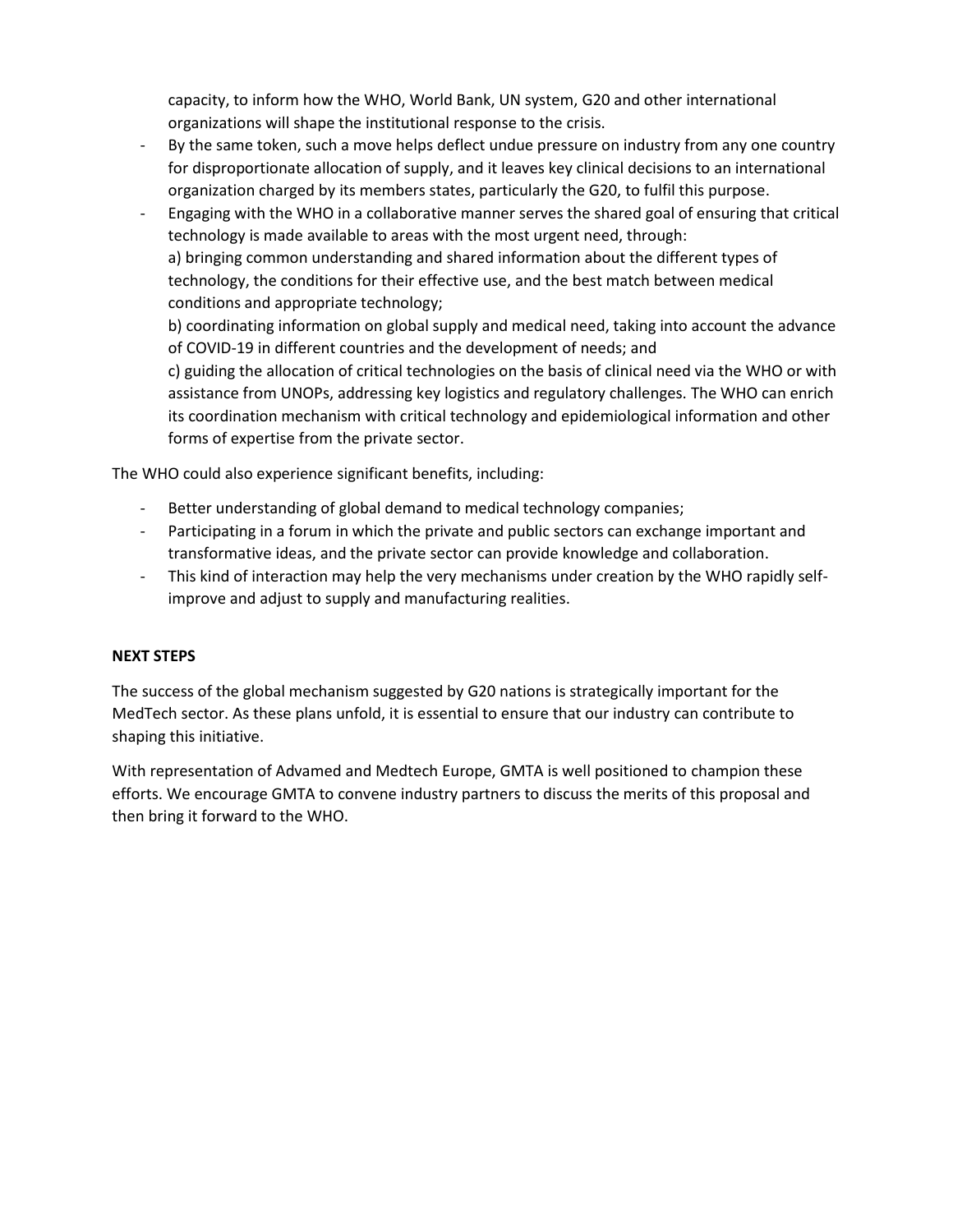capacity, to inform how the WHO, World Bank, UN system, G20 and other international organizations will shape the institutional response to the crisis.

- By the same token, such a move helps deflect undue pressure on industry from any one country for disproportionate allocation of supply, and it leaves key clinical decisions to an international organization charged by its members states, particularly the G20, to fulfil this purpose.
- Engaging with the WHO in a collaborative manner serves the shared goal of ensuring that critical technology is made available to areas with the most urgent need, through:

  a) bringing common understanding and shared information about the different types of technology, the conditions for their effective use, and the best match between medical conditions and appropriate technology;

  b) coordinating information on global supply and medical need, taking into account the advance of COVID-19 in different countries and the development of needs; and

  c) guiding the allocation of critical technologies on the basis of clinical need via the WHO or with assistance from UNOPs, addressing key logistics and regulatory challenges. The WHO can enrich its coordination mechanism with critical technology and epidemiological information and other forms of expertise from the private sector.

The WHO could also experience significant benefits, including:

- Better understanding of global demand to medical technology companies;
- Participating in a forum in which the private and public sectors can exchange important and transformative ideas, and the private sector can provide knowledge and collaboration.
- This kind of interaction may help the very mechanisms under creation by the WHO rapidly self-improve and adjust to supply and manufacturing realities.

**NEXT STEPS**

The success of the global mechanism suggested by G20 nations is strategically important for the MedTech sector. As these plans unfold, it is essential to ensure that our industry can contribute to shaping this initiative.

With representation of Advamed and Medtech Europe, GMTA is well positioned to champion these efforts. We encourage GMTA to convene industry partners to discuss the merits of this proposal and then bring it forward to the WHO.